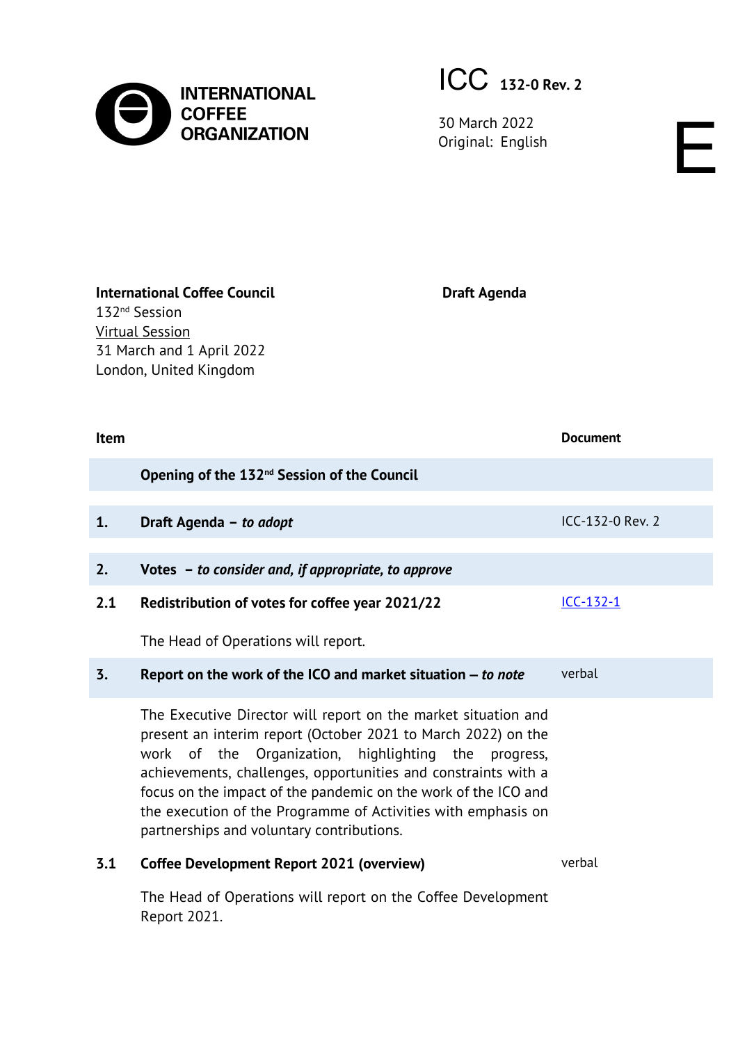INTERNATIONAL COFFEE ORGANIZATION

ICC 132-0 Rev. 2

30 March 2022
Original: English

E

**International Coffee Council**
132nd Session
Virtual Session
31 March and 1 April 2022
London, United Kingdom

**Draft Agenda**

| Item | | Document |
|---|---|---|
| | **Opening of the 132nd Session of the Council** | |
| **1.** | **Draft Agenda –** ***to adopt*** | ICC-132-0 Rev. 2 |
| **2.** | **Votes –** ***to consider and, if appropriate, to approve*** | |
| **2.1** | **Redistribution of votes for coffee year 2021/22**<br><br>The Head of Operations will report. | ICC-132-1 |
| **3.** | **Report on the work of the ICO and market situation –** ***to note*** | verbal |
| | The Executive Director will report on the market situation and present an interim report (October 2021 to March 2022) on the work of the Organization, highlighting the progress, achievements, challenges, opportunities and constraints with a focus on the impact of the pandemic on the work of the ICO and the execution of the Programme of Activities with emphasis on partnerships and voluntary contributions. | |
| **3.1** | **Coffee Development Report 2021 (overview)**<br><br>The Head of Operations will report on the Coffee Development Report 2021. | verbal |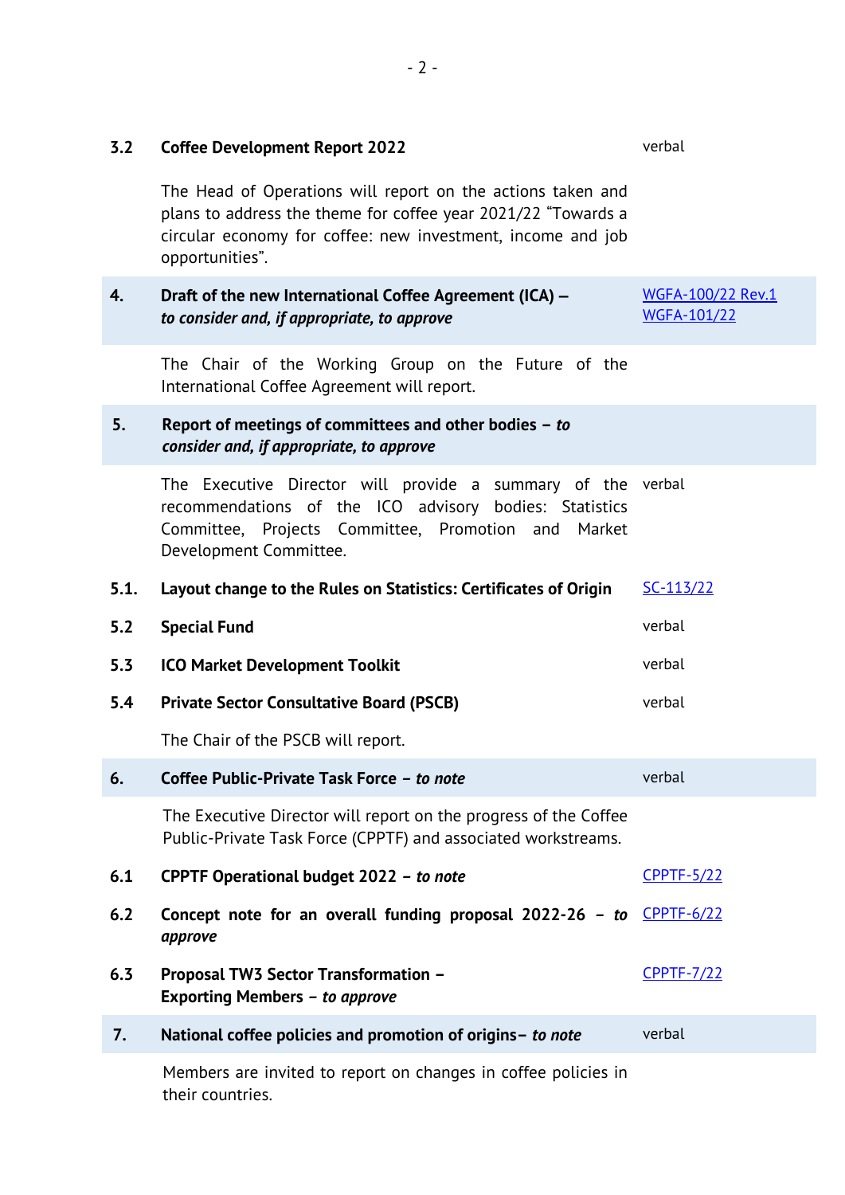| | | |
|---|---|---|
| **3.2** | **Coffee Development Report 2022** | verbal |
| | The Head of Operations will report on the actions taken and plans to address the theme for coffee year 2021/22 “Towards a circular economy for coffee: new investment, income and job opportunities”. | |
| **4.** | **Draft of the new International Coffee Agreement (ICA) –** ***to consider and, if appropriate, to approve*** | WGFA-100/22 Rev.1<br>WGFA-101/22 |
| | The Chair of the Working Group on the Future of the International Coffee Agreement will report. | |
| **5.** | **Report of meetings of committees and other bodies –** ***to consider and, if appropriate, to approve*** | |
| | The Executive Director will provide a summary of the recommendations of the ICO advisory bodies: Statistics Committee, Projects Committee, Promotion and Market Development Committee. | verbal |
| **5.1.** | **Layout change to the Rules on Statistics: Certificates of Origin** | SC-113/22 |
| **5.2** | **Special Fund** | verbal |
| **5.3** | **ICO Market Development Toolkit** | verbal |
| **5.4** | **Private Sector Consultative Board (PSCB)** | verbal |
| | The Chair of the PSCB will report. | |
| **6.** | **Coffee Public-Private Task Force –** ***to note*** | verbal |
| | The Executive Director will report on the progress of the Coffee Public-Private Task Force (CPPTF) and associated workstreams. | |
| **6.1** | **CPPTF Operational budget 2022 –** ***to note*** | CPPTF-5/22 |
| **6.2** | **Concept note for an overall funding proposal 2022-26 –** ***to approve*** | CPPTF-6/22 |
| **6.3** | **Proposal TW3 Sector Transformation – Exporting Members –** ***to approve*** | CPPTF-7/22 |
| **7.** | **National coffee policies and promotion of origins–** ***to note*** | verbal |
| | Members are invited to report on changes in coffee policies in their countries. | |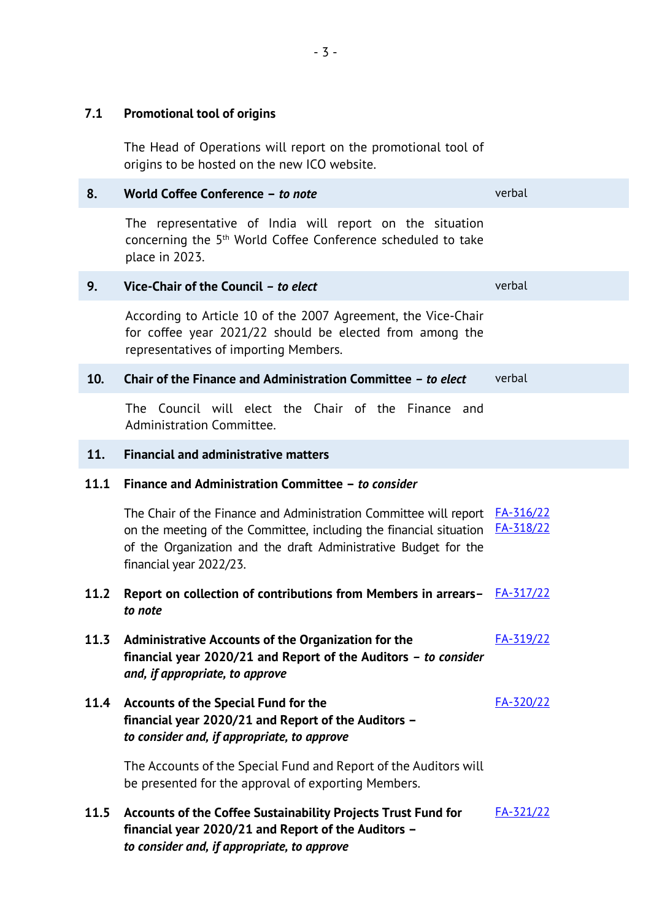### 7.1 Promotional tool of origins

The Head of Operations will report on the promotional tool of origins to be hosted on the new ICO website.

| | | |
|---|---|---|
| **8.** | **World Coffee Conference – *to note*** | verbal |
| | The representative of India will report on the situation concerning the 5th World Coffee Conference scheduled to take place in 2023. | |
| **9.** | **Vice-Chair of the Council – *to elect*** | verbal |
| | According to Article 10 of the 2007 Agreement, the Vice-Chair for coffee year 2021/22 should be elected from among the representatives of importing Members. | |
| **10.** | **Chair of the Finance and Administration Committee – *to elect*** | verbal |
| | The Council will elect the Chair of the Finance and Administration Committee. | |
| **11.** | **Financial and administrative matters** | |
| **11.1** | **Finance and Administration Committee – *to consider*** | |
| | The Chair of the Finance and Administration Committee will report on the meeting of the Committee, including the financial situation of the Organization and the draft Administrative Budget for the financial year 2022/23. | FA-316/22<br>FA-318/22 |
| **11.2** | **Report on collection of contributions from Members in arrears– *to note*** | FA-317/22 |
| **11.3** | **Administrative Accounts of the Organization for the financial year 2020/21 and Report of the Auditors – *to consider and, if appropriate, to approve*** | FA-319/22 |
| **11.4** | **Accounts of the Special Fund for the financial year 2020/21 and Report of the Auditors – *to consider and, if appropriate, to approve*** | FA-320/22 |
| | The Accounts of the Special Fund and Report of the Auditors will be presented for the approval of exporting Members. | |
| **11.5** | **Accounts of the Coffee Sustainability Projects Trust Fund for financial year 2020/21 and Report of the Auditors – *to consider and, if appropriate, to approve*** | FA-321/22 |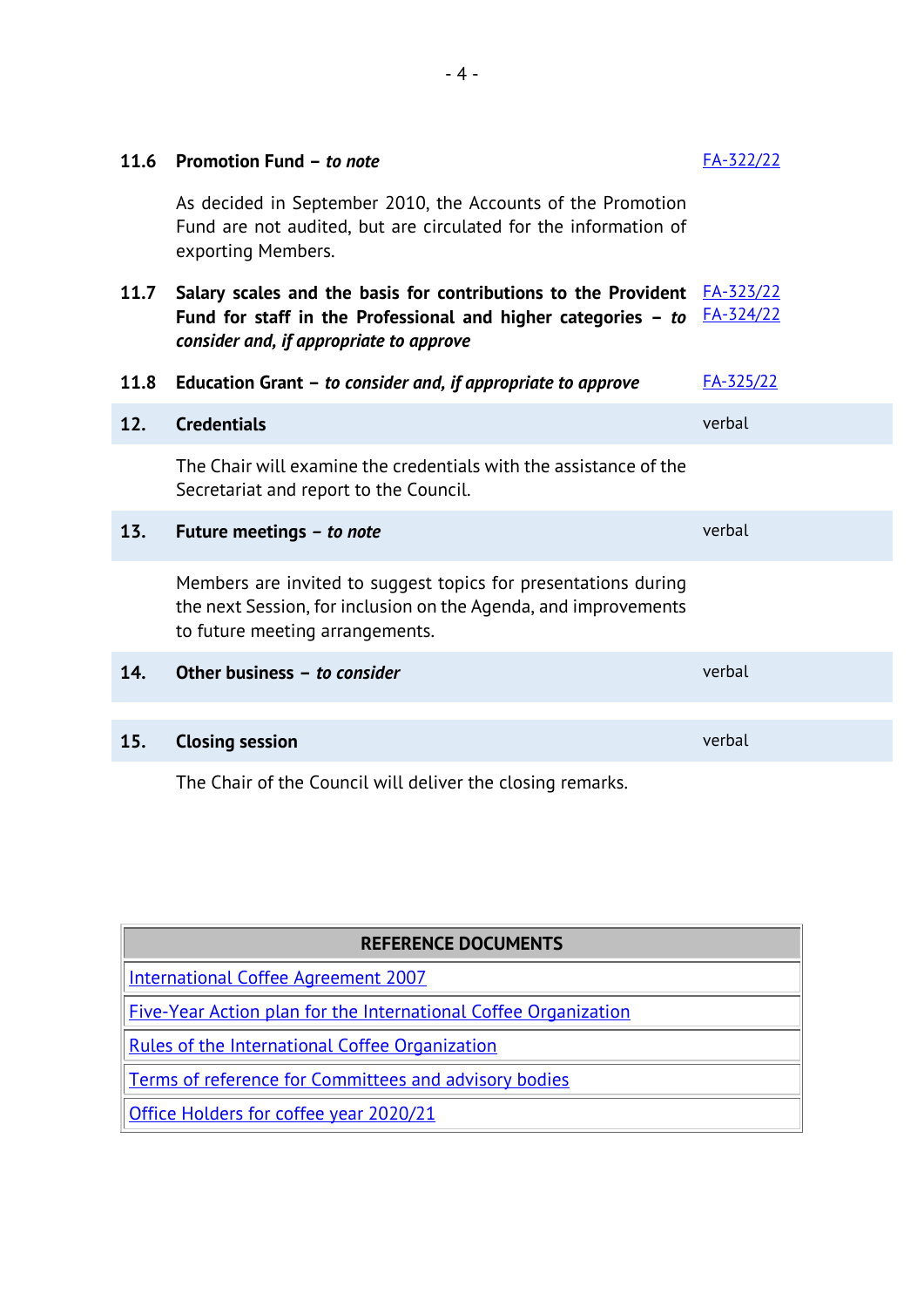**11.6 Promotion Fund – *to note*** FA-322/22

As decided in September 2010, the Accounts of the Promotion Fund are not audited, but are circulated for the information of exporting Members.

**11.7 Salary scales and the basis for contributions to the Provident Fund for staff in the Professional and higher categories – *to consider and, if appropriate to approve*** FA-323/22 FA-324/22

**11.8 Education Grant – *to consider and, if appropriate to approve*** FA-325/22

**12. Credentials** verbal

The Chair will examine the credentials with the assistance of the Secretariat and report to the Council.

**13. Future meetings – *to note*** verbal

Members are invited to suggest topics for presentations during the next Session, for inclusion on the Agenda, and improvements to future meeting arrangements.

**14. Other business – *to consider*** verbal

**15. Closing session** verbal

The Chair of the Council will deliver the closing remarks.

| **REFERENCE DOCUMENTS** |
|---|
| International Coffee Agreement 2007 |
| Five-Year Action plan for the International Coffee Organization |
| Rules of the International Coffee Organization |
| Terms of reference for Committees and advisory bodies |
| Office Holders for coffee year 2020/21 |